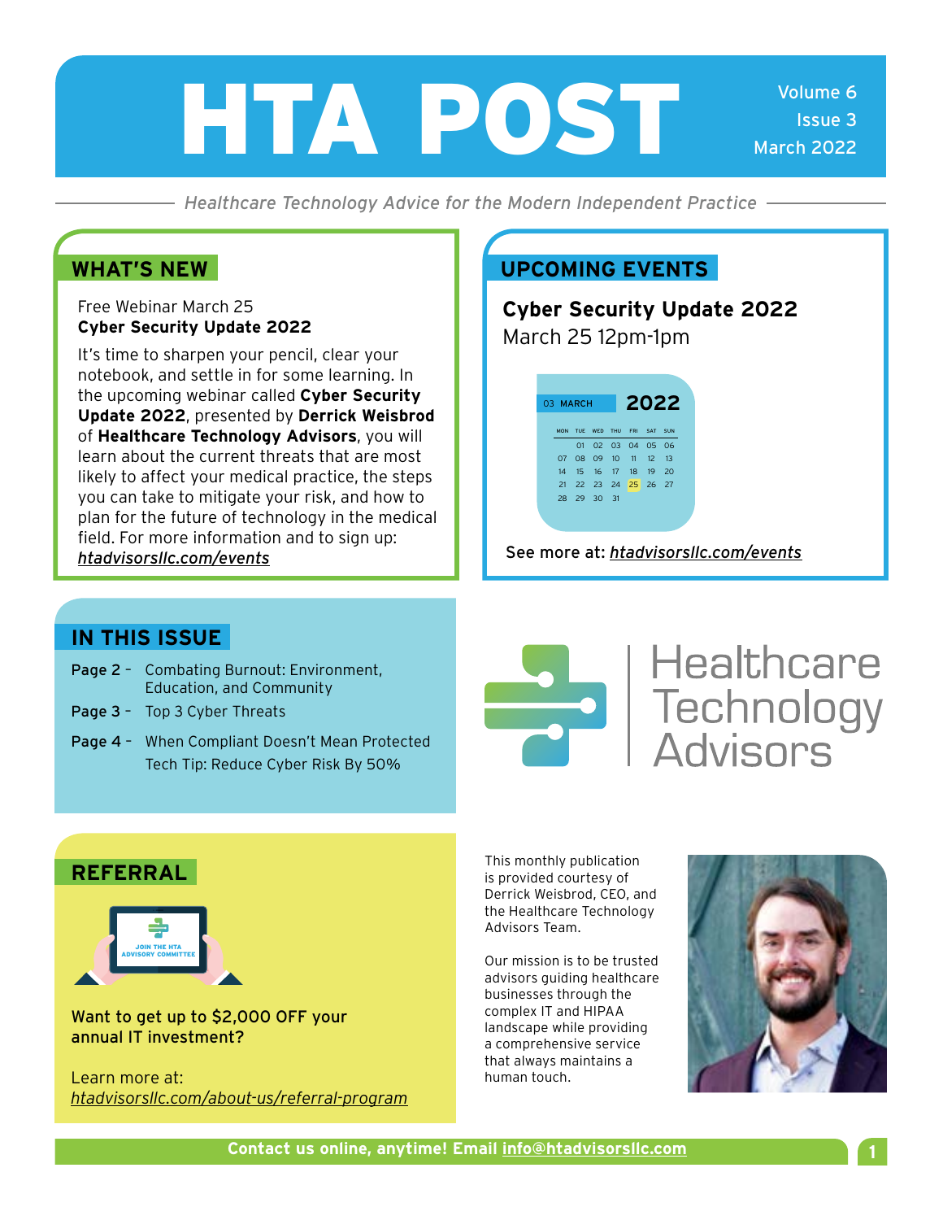# HTA POST

Volume 6
Issue 3
March 2022

*Healthcare Technology Advice for the Modern Independent Practice*

## WHAT'S NEW

Free Webinar March 25
**Cyber Security Update 2022**

It's time to sharpen your pencil, clear your notebook, and settle in for some learning. In the upcoming webinar called **Cyber Security Update 2022**, presented by **Derrick Weisbrod** of **Healthcare Technology Advisors**, you will learn about the current threats that are most likely to affect your medical practice, the steps you can take to mitigate your risk, and how to plan for the future of technology in the medical field. For more information and to sign up: *htadvisorsllc.com/events*

## UPCOMING EVENTS

**Cyber Security Update 2022**
March 25 12pm-1pm

03 MARCH 2022

| MON | TUE | WED | THU | FRI | SAT | SUN |
|---|---|---|---|---|---|---|
| | 01 | 02 | 03 | 04 | 05 | 06 |
| 07 | 08 | 09 | 10 | 11 | 12 | 13 |
| 14 | 15 | 16 | 17 | 18 | 19 | 20 |
| 21 | 22 | 23 | 24 | 25 | 26 | 27 |
| 28 | 29 | 30 | 31 | | | |

See more at: *htadvisorsllc.com/events*

## IN THIS ISSUE

- **Page 2 -** Combating Burnout: Environment, Education, and Community
- **Page 3 -** Top 3 Cyber Threats
- **Page 4 -** When Compliant Doesn't Mean Protected
  Tech Tip: Reduce Cyber Risk By 50%

Healthcare Technology Advisors

## REFERRAL

JOIN THE HTA ADVISORY COMMITTEE

**Want to get up to $2,000 OFF your annual IT investment?**

Learn more at: *htadvisorsllc.com/about-us/referral-program*

This monthly publication is provided courtesy of Derrick Weisbrod, CEO, and the Healthcare Technology Advisors Team.

Our mission is to be trusted advisors guiding healthcare businesses through the complex IT and HIPAA landscape while providing a comprehensive service that always maintains a human touch.

**Contact us online, anytime! Email info@htadvisorsllc.com**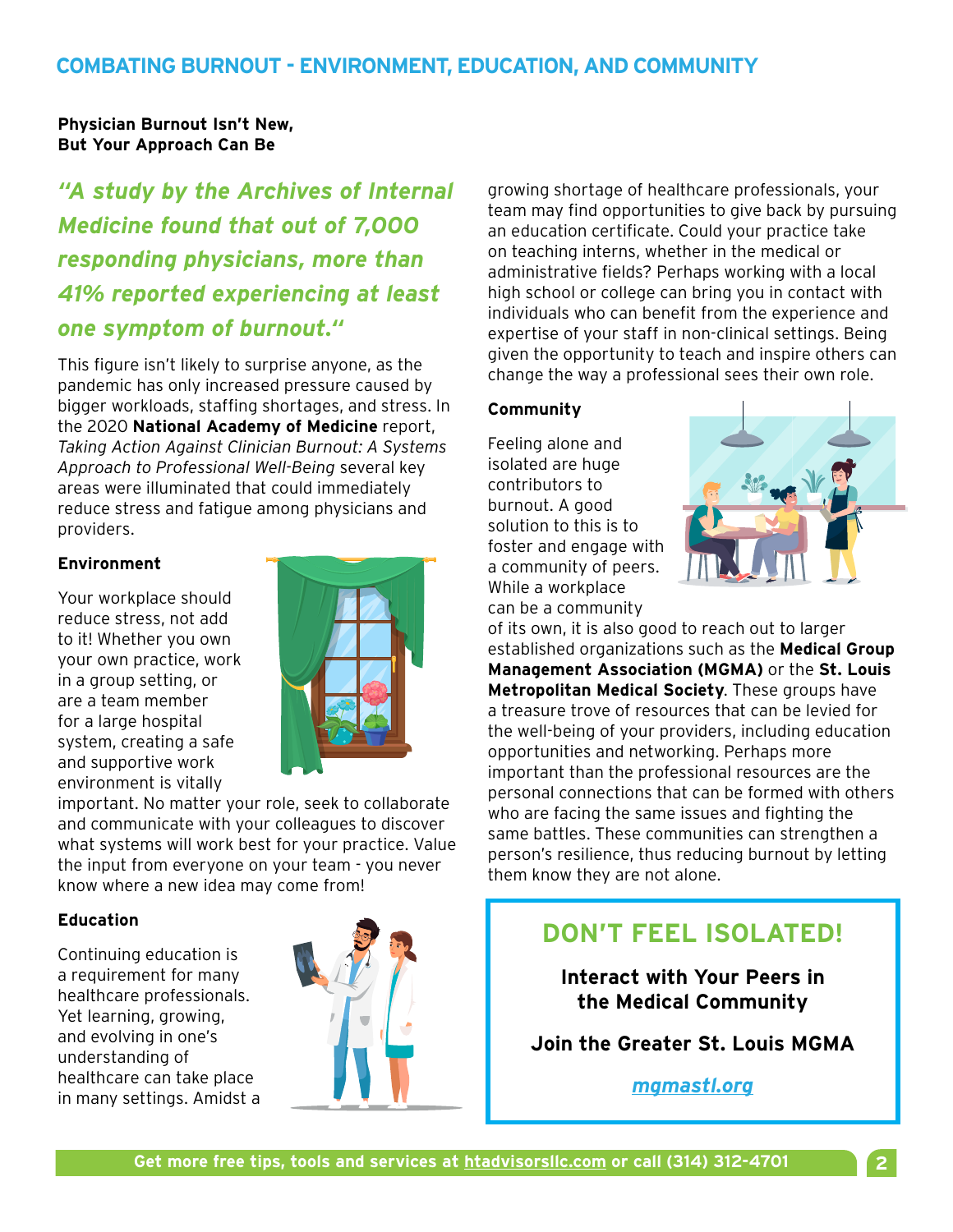## COMBATING BURNOUT - ENVIRONMENT, EDUCATION, AND COMMUNITY

**Physician Burnout Isn't New, But Your Approach Can Be**

***"A study by the Archives of Internal Medicine found that out of 7,000 responding physicians, more than 41% reported experiencing at least one symptom of burnout."***

This figure isn't likely to surprise anyone, as the pandemic has only increased pressure caused by bigger workloads, staffing shortages, and stress. In the 2020 **National Academy of Medicine** report, *Taking Action Against Clinician Burnout: A Systems Approach to Professional Well-Being* several key areas were illuminated that could immediately reduce stress and fatigue among physicians and providers.

### Environment

Your workplace should reduce stress, not add to it! Whether you own your own practice, work in a group setting, or are a team member for a large hospital system, creating a safe and supportive work environment is vitally important. No matter your role, seek to collaborate and communicate with your colleagues to discover what systems will work best for your practice. Value the input from everyone on your team - you never know where a new idea may come from!

### Education

Continuing education is a requirement for many healthcare professionals. Yet learning, growing, and evolving in one's understanding of healthcare can take place in many settings. Amidst a growing shortage of healthcare professionals, your team may find opportunities to give back by pursuing an education certificate. Could your practice take on teaching interns, whether in the medical or administrative fields? Perhaps working with a local high school or college can bring you in contact with individuals who can benefit from the experience and expertise of your staff in non-clinical settings. Being given the opportunity to teach and inspire others can change the way a professional sees their own role.

### Community

Feeling alone and isolated are huge contributors to burnout. A good solution to this is to foster and engage with a community of peers. While a workplace can be a community of its own, it is also good to reach out to larger established organizations such as the **Medical Group Management Association (MGMA)** or the **St. Louis Metropolitan Medical Society**. These groups have a treasure trove of resources that can be levied for the well-being of your providers, including education opportunities and networking. Perhaps more important than the professional resources are the personal connections that can be formed with others who are facing the same issues and fighting the same battles. These communities can strengthen a person's resilience, thus reducing burnout by letting them know they are not alone.

## DON'T FEEL ISOLATED!

**Interact with Your Peers in the Medical Community**

**Join the Greater St. Louis MGMA**

***mgmastl.org***

**Get more free tips, tools and services at htadvisorsllc.com or call (314) 312-4701**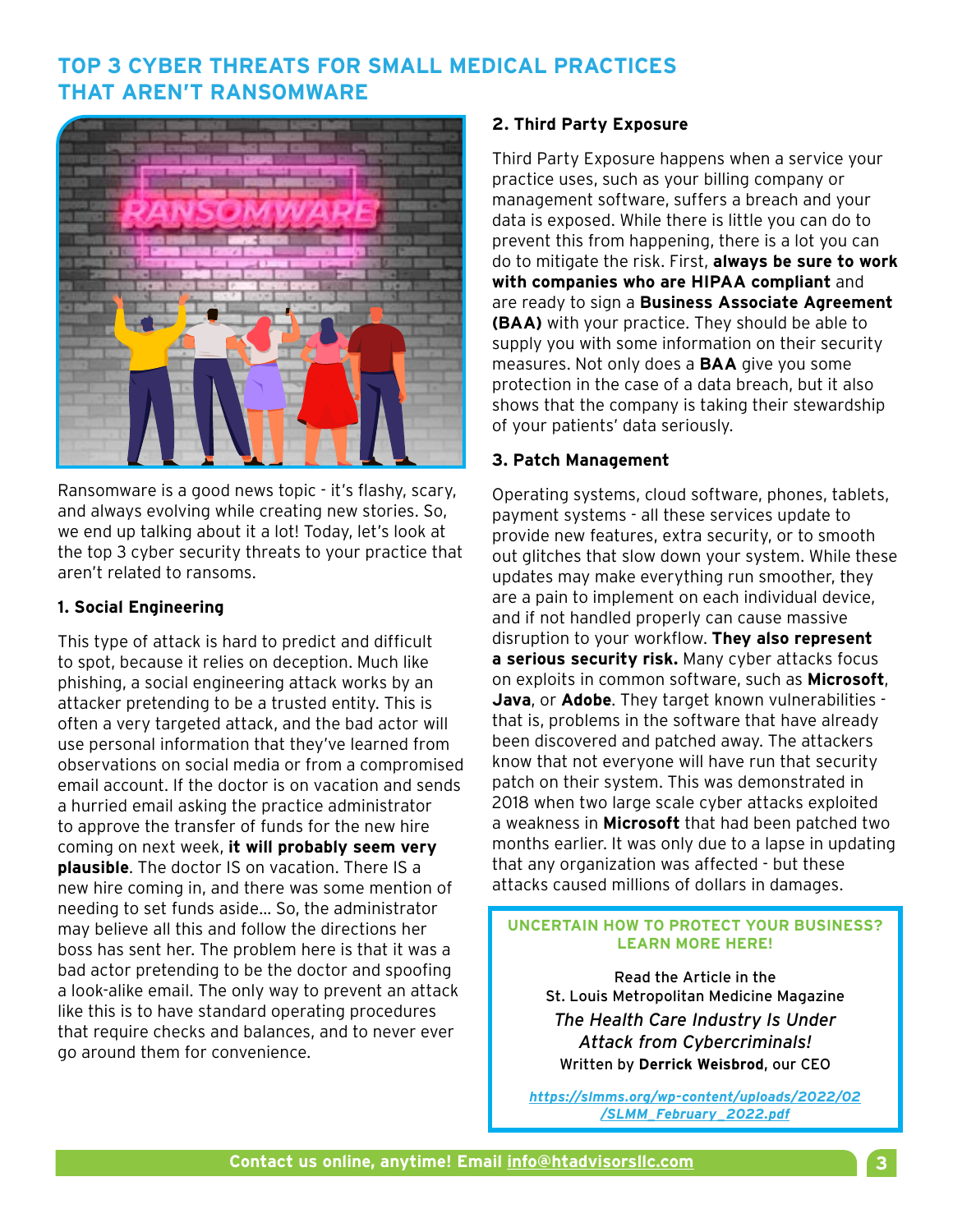# TOP 3 CYBER THREATS FOR SMALL MEDICAL PRACTICES THAT AREN'T RANSOMWARE

Ransomware is a good news topic - it's flashy, scary, and always evolving while creating new stories. So, we end up talking about it a lot! Today, let's look at the top 3 cyber security threats to your practice that aren't related to ransoms.

### 1. Social Engineering

This type of attack is hard to predict and difficult to spot, because it relies on deception. Much like phishing, a social engineering attack works by an attacker pretending to be a trusted entity. This is often a very targeted attack, and the bad actor will use personal information that they've learned from observations on social media or from a compromised email account. If the doctor is on vacation and sends a hurried email asking the practice administrator to approve the transfer of funds for the new hire coming on next week, **it will probably seem very plausible**. The doctor IS on vacation. There IS a new hire coming in, and there was some mention of needing to set funds aside... So, the administrator may believe all this and follow the directions her boss has sent her. The problem here is that it was a bad actor pretending to be the doctor and spoofing a look-alike email. The only way to prevent an attack like this is to have standard operating procedures that require checks and balances, and to never ever go around them for convenience.

### 2. Third Party Exposure

Third Party Exposure happens when a service your practice uses, such as your billing company or management software, suffers a breach and your data is exposed. While there is little you can do to prevent this from happening, there is a lot you can do to mitigate the risk. First, **always be sure to work with companies who are HIPAA compliant** and are ready to sign a **Business Associate Agreement (BAA)** with your practice. They should be able to supply you with some information on their security measures. Not only does a **BAA** give you some protection in the case of a data breach, but it also shows that the company is taking their stewardship of your patients' data seriously.

### 3. Patch Management

Operating systems, cloud software, phones, tablets, payment systems - all these services update to provide new features, extra security, or to smooth out glitches that slow down your system. While these updates may make everything run smoother, they are a pain to implement on each individual device, and if not handled properly can cause massive disruption to your workflow. **They also represent a serious security risk.** Many cyber attacks focus on exploits in common software, such as **Microsoft**, **Java**, or **Adobe**. They target known vulnerabilities - that is, problems in the software that have already been discovered and patched away. The attackers know that not everyone will have run that security patch on their system. This was demonstrated in 2018 when two large scale cyber attacks exploited a weakness in **Microsoft** that had been patched two months earlier. It was only due to a lapse in updating that any organization was affected - but these attacks caused millions of dollars in damages.

---

**UNCERTAIN HOW TO PROTECT YOUR BUSINESS? LEARN MORE HERE!**

Read the Article in the St. Louis Metropolitan Medicine Magazine

*The Health Care Industry Is Under Attack from Cybercriminals!*

Written by **Derrick Weisbrod**, our CEO

[https://slmms.org/wp-content/uploads/2022/02/SLMM_February_2022.pdf](https://slmms.org/wp-content/uploads/2022/02/SLMM_February_2022.pdf)

---

**Contact us online, anytime! Email info@htadvisorsllc.com**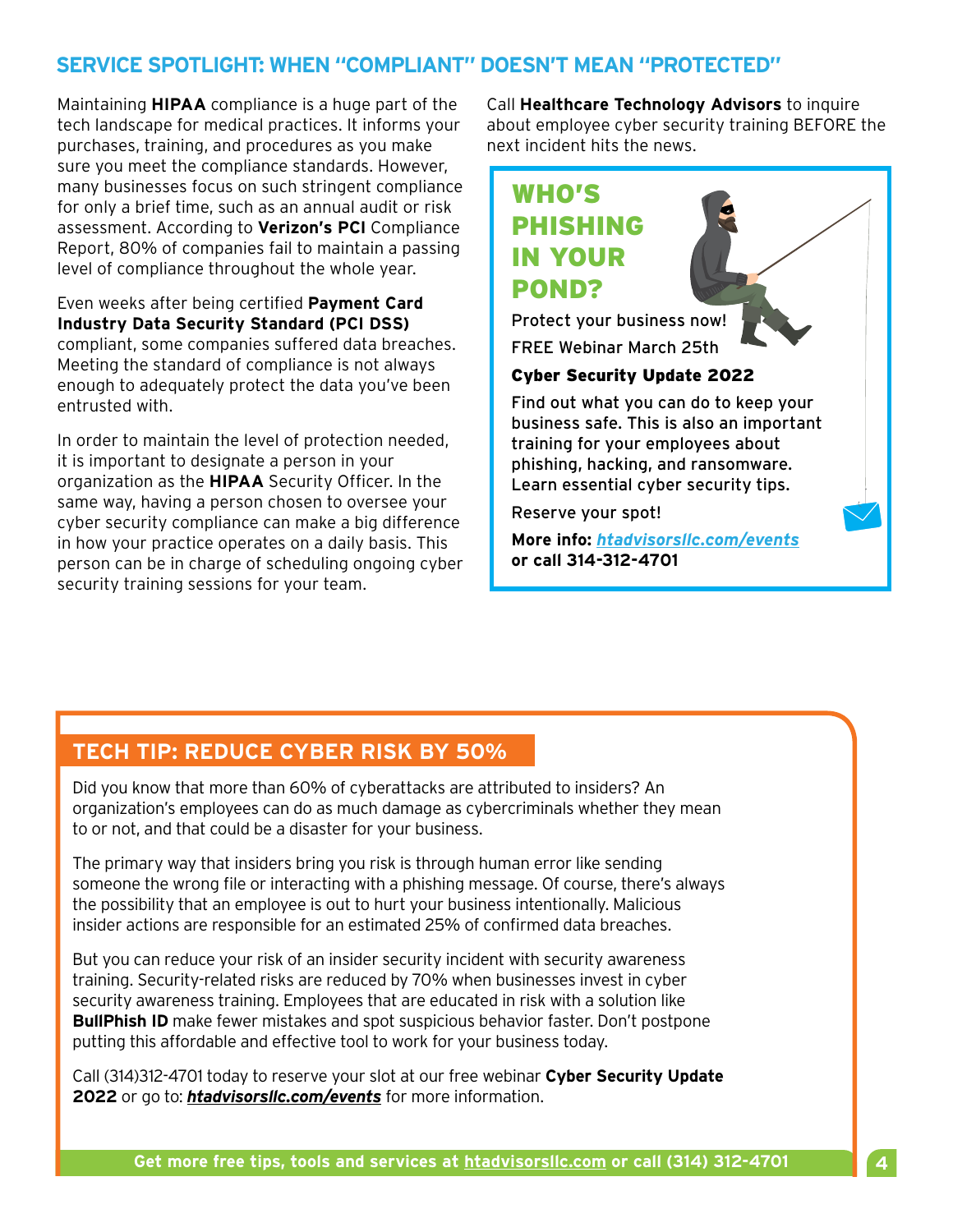## SERVICE SPOTLIGHT: WHEN "COMPLIANT" DOESN'T MEAN "PROTECTED"

Maintaining **HIPAA** compliance is a huge part of the tech landscape for medical practices. It informs your purchases, training, and procedures as you make sure you meet the compliance standards. However, many businesses focus on such stringent compliance for only a brief time, such as an annual audit or risk assessment. According to **Verizon's PCI** Compliance Report, 80% of companies fail to maintain a passing level of compliance throughout the whole year.

Even weeks after being certified **Payment Card Industry Data Security Standard (PCI DSS)** compliant, some companies suffered data breaches. Meeting the standard of compliance is not always enough to adequately protect the data you've been entrusted with.

In order to maintain the level of protection needed, it is important to designate a person in your organization as the **HIPAA** Security Officer. In the same way, having a person chosen to oversee your cyber security compliance can make a big difference in how your practice operates on a daily basis. This person can be in charge of scheduling ongoing cyber security training sessions for your team.

Call **Healthcare Technology Advisors** to inquire about employee cyber security training BEFORE the next incident hits the news.

### WHO'S PHISHING IN YOUR POND?

Protect your business now!

FREE Webinar March 25th

**Cyber Security Update 2022**

Find out what you can do to keep your business safe. This is also an important training for your employees about phishing, hacking, and ransomware. Learn essential cyber security tips.

Reserve your spot!

**More info:** ***htadvisorsllc.com/events***
**or call 314-312-4701**

## TECH TIP: REDUCE CYBER RISK BY 50%

Did you know that more than 60% of cyberattacks are attributed to insiders? An organization's employees can do as much damage as cybercriminals whether they mean to or not, and that could be a disaster for your business.

The primary way that insiders bring you risk is through human error like sending someone the wrong file or interacting with a phishing message. Of course, there's always the possibility that an employee is out to hurt your business intentionally. Malicious insider actions are responsible for an estimated 25% of confirmed data breaches.

But you can reduce your risk of an insider security incident with security awareness training. Security-related risks are reduced by 70% when businesses invest in cyber security awareness training. Employees that are educated in risk with a solution like **BullPhish ID** make fewer mistakes and spot suspicious behavior faster. Don't postpone putting this affordable and effective tool to work for your business today.

Call (314)312-4701 today to reserve your slot at our free webinar **Cyber Security Update 2022** or go to: ***htadvisorsllc.com/events*** for more information.